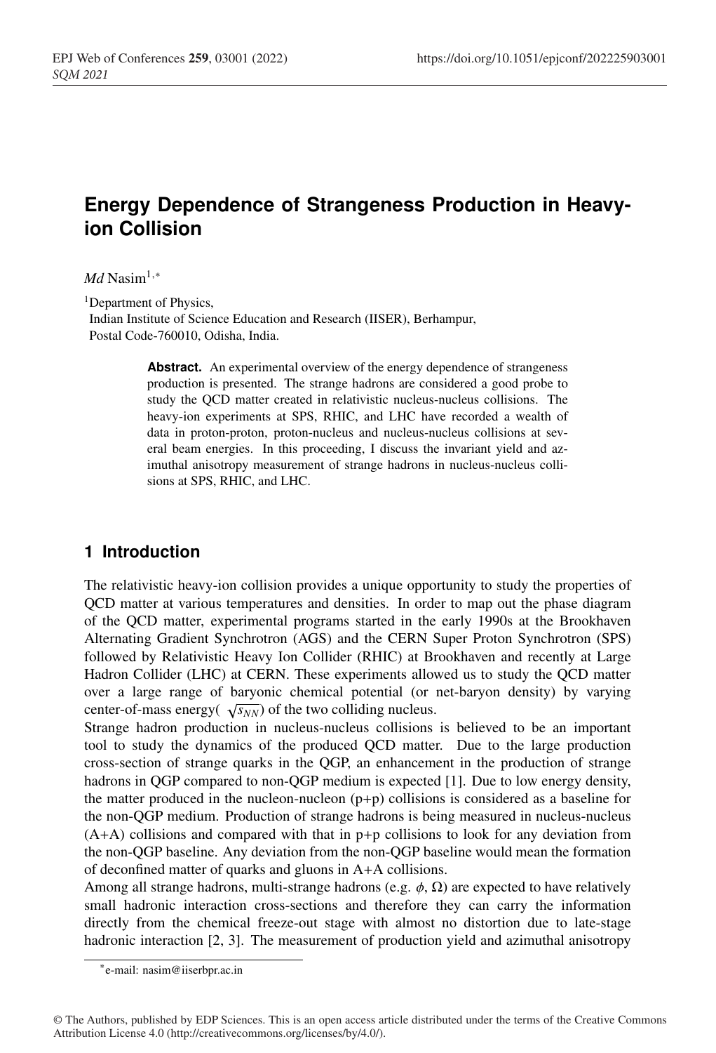# Energy Dependence of Strangeness Production in Heavy-ion Collision

*Md* Nasim[1,*]

[1]Department of Physics,
Indian Institute of Science Education and Research (IISER), Berhampur,
Postal Code-760010, Odisha, India.

**Abstract.** An experimental overview of the energy dependence of strangeness production is presented. The strange hadrons are considered a good probe to study the QCD matter created in relativistic nucleus-nucleus collisions. The heavy-ion experiments at SPS, RHIC, and LHC have recorded a wealth of data in proton-proton, proton-nucleus and nucleus-nucleus collisions at several beam energies. In this proceeding, I discuss the invariant yield and azimuthal anisotropy measurement of strange hadrons in nucleus-nucleus collisions at SPS, RHIC, and LHC.

## 1 Introduction

The relativistic heavy-ion collision provides a unique opportunity to study the properties of QCD matter at various temperatures and densities. In order to map out the phase diagram of the QCD matter, experimental programs started in the early 1990s at the Brookhaven Alternating Gradient Synchrotron (AGS) and the CERN Super Proton Synchrotron (SPS) followed by Relativistic Heavy Ion Collider (RHIC) at Brookhaven and recently at Large Hadron Collider (LHC) at CERN. These experiments allowed us to study the QCD matter over a large range of baryonic chemical potential (or net-baryon density) by varying center-of-mass energy( $\sqrt{s_{NN}}$) of the two colliding nucleus.

Strange hadron production in nucleus-nucleus collisions is believed to be an important tool to study the dynamics of the produced QCD matter. Due to the large production cross-section of strange quarks in the QGP, an enhancement in the production of strange hadrons in QGP compared to non-QGP medium is expected [1]. Due to low energy density, the matter produced in the nucleon-nucleon (p+p) collisions is considered as a baseline for the non-QGP medium. Production of strange hadrons is being measured in nucleus-nucleus (A+A) collisions and compared with that in p+p collisions to look for any deviation from the non-QGP baseline. Any deviation from the non-QGP baseline would mean the formation of deconfined matter of quarks and gluons in A+A collisions.

Among all strange hadrons, multi-strange hadrons (e.g. $\phi$, $\Omega$) are expected to have relatively small hadronic interaction cross-sections and therefore they can carry the information directly from the chemical freeze-out stage with almost no distortion due to late-stage hadronic interaction [2, 3]. The measurement of production yield and azimuthal anisotropy

*e-mail: nasim@iiserbpr.ac.in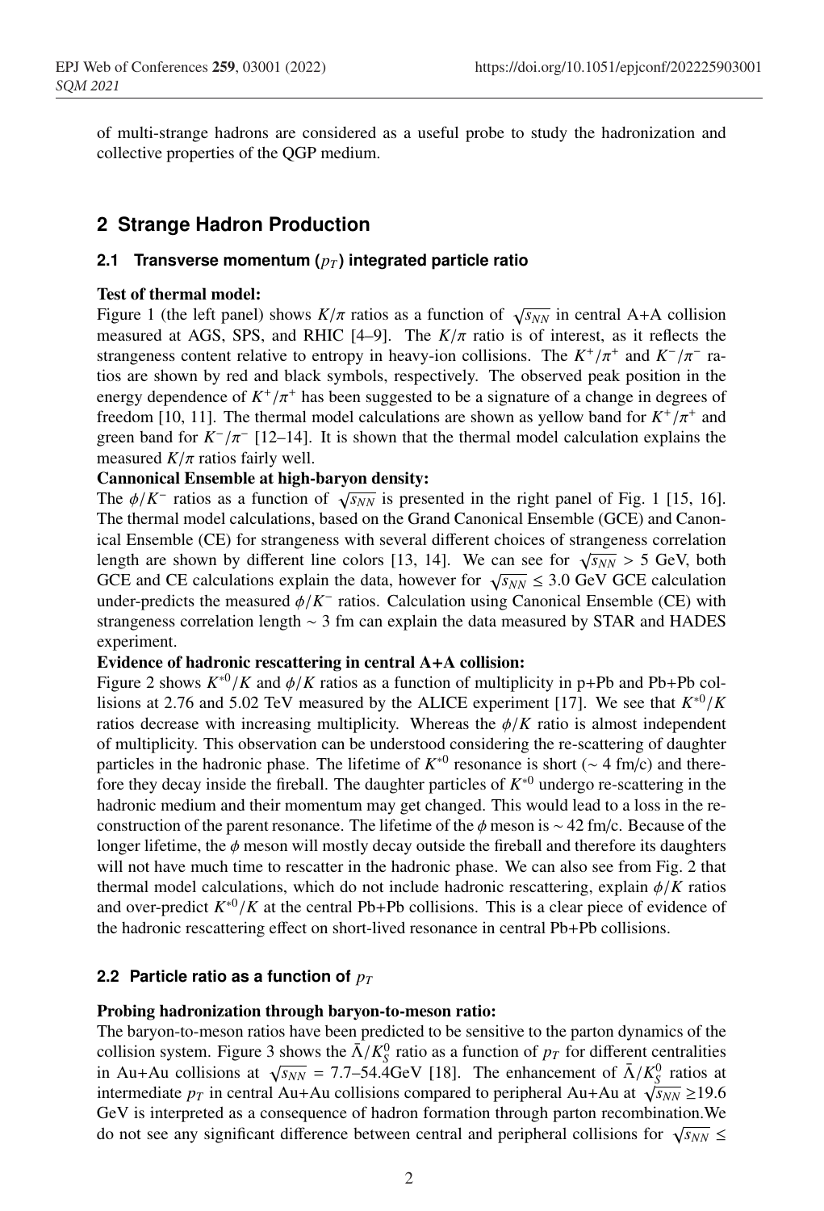of multi-strange hadrons are considered as a useful probe to study the hadronization and collective properties of the QGP medium.

## 2 Strange Hadron Production

### 2.1 Transverse momentum ($p_T$) integrated particle ratio

**Test of thermal model:**
Figure 1 (the left panel) shows $K/\pi$ ratios as a function of $\sqrt{s_{NN}}$ in central A+A collision measured at AGS, SPS, and RHIC [4–9]. The $K/\pi$ ratio is of interest, as it reflects the strangeness content relative to entropy in heavy-ion collisions. The $K^+/\pi^+$ and $K^-/\pi^-$ ratios are shown by red and black symbols, respectively. The observed peak position in the energy dependence of $K^+/\pi^+$ has been suggested to be a signature of a change in degrees of freedom [10, 11]. The thermal model calculations are shown as yellow band for $K^+/\pi^+$ and green band for $K^-/\pi^-$ [12–14]. It is shown that the thermal model calculation explains the measured $K/\pi$ ratios fairly well.

**Cannonical Ensemble at high-baryon density:**
The $\phi/K^-$ ratios as a function of $\sqrt{s_{NN}}$ is presented in the right panel of Fig. 1 [15, 16]. The thermal model calculations, based on the Grand Canonical Ensemble (GCE) and Canonical Ensemble (CE) for strangeness with several different choices of strangeness correlation length are shown by different line colors [13, 14]. We can see for $\sqrt{s_{NN}} > 5$ GeV, both GCE and CE calculations explain the data, however for $\sqrt{s_{NN}} \leq 3.0$ GeV GCE calculation under-predicts the measured $\phi/K^-$ ratios. Calculation using Canonical Ensemble (CE) with strangeness correlation length $\sim 3$ fm can explain the data measured by STAR and HADES experiment.

**Evidence of hadronic rescattering in central A+A collision:**
Figure 2 shows $K^{*0}/K$ and $\phi/K$ ratios as a function of multiplicity in p+Pb and Pb+Pb collisions at 2.76 and 5.02 TeV measured by the ALICE experiment [17]. We see that $K^{*0}/K$ ratios decrease with increasing multiplicity. Whereas the $\phi/K$ ratio is almost independent of multiplicity. This observation can be understood considering the re-scattering of daughter particles in the hadronic phase. The lifetime of $K^{*0}$ resonance is short ($\sim 4$ fm/c) and therefore they decay inside the fireball. The daughter particles of $K^{*0}$ undergo re-scattering in the hadronic medium and their momentum may get changed. This would lead to a loss in the reconstruction of the parent resonance. The lifetime of the $\phi$ meson is $\sim 42$ fm/c. Because of the longer lifetime, the $\phi$ meson will mostly decay outside the fireball and therefore its daughters will not have much time to rescatter in the hadronic phase. We can also see from Fig. 2 that thermal model calculations, which do not include hadronic rescattering, explain $\phi/K$ ratios and over-predict $K^{*0}/K$ at the central Pb+Pb collisions. This is a clear piece of evidence of the hadronic rescattering effect on short-lived resonance in central Pb+Pb collisions.

### 2.2 Particle ratio as a function of $p_T$

**Probing hadronization through baryon-to-meson ratio:**
The baryon-to-meson ratios have been predicted to be sensitive to the parton dynamics of the collision system. Figure 3 shows the $\bar{\Lambda}/K^0_S$ ratio as a function of $p_T$ for different centralities in Au+Au collisions at $\sqrt{s_{NN}} = 7.7$–$54.4$GeV [18]. The enhancement of $\bar{\Lambda}/K^0_S$ ratios at intermediate $p_T$ in central Au+Au collisions compared to peripheral Au+Au at $\sqrt{s_{NN}} \geq 19.6$ GeV is interpreted as a consequence of hadron formation through parton recombination.We do not see any significant difference between central and peripheral collisions for $\sqrt{s_{NN}} \leq$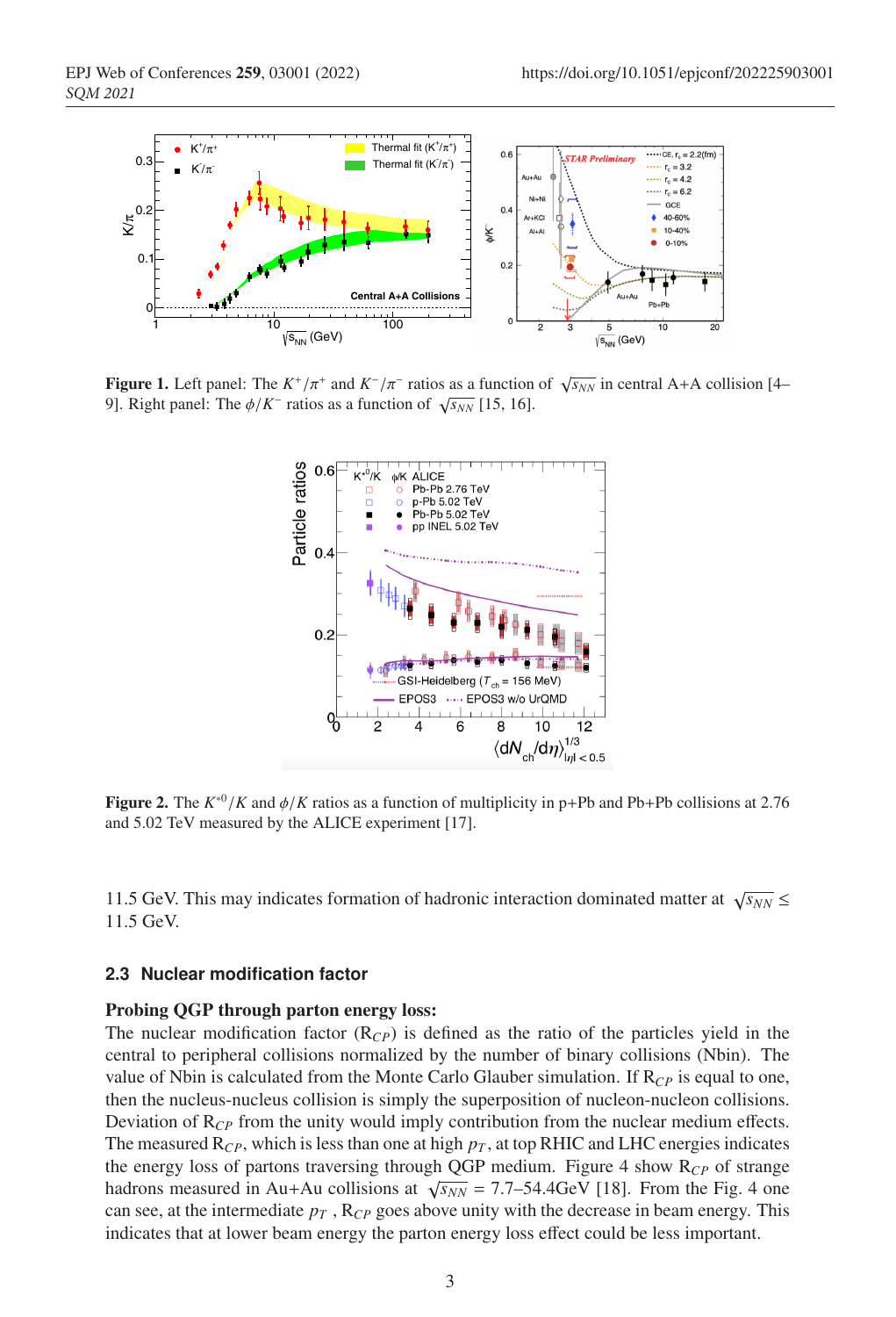**Figure 1.** Left panel: The $K^+/\pi^+$ and $K^-/\pi^-$ ratios as a function of $\sqrt{s_{NN}}$ in central A+A collision [4–9]. Right panel: The $\phi/K^-$ ratios as a function of $\sqrt{s_{NN}}$ [15, 16].

**Figure 2.** The $K^{*0}/K$ and $\phi/K$ ratios as a function of multiplicity in p+Pb and Pb+Pb collisions at 2.76 and 5.02 TeV measured by the ALICE experiment [17].

11.5 GeV. This may indicates formation of hadronic interaction dominated matter at $\sqrt{s_{NN}} \leq$ 11.5 GeV.

### 2.3 Nuclear modification factor

**Probing QGP through parton energy loss:**

The nuclear modification factor ($R_{CP}$) is defined as the ratio of the particles yield in the central to peripheral collisions normalized by the number of binary collisions (Nbin). The value of Nbin is calculated from the Monte Carlo Glauber simulation. If $R_{CP}$ is equal to one, then the nucleus-nucleus collision is simply the superposition of nucleon-nucleon collisions. Deviation of $R_{CP}$ from the unity would imply contribution from the nuclear medium effects. The measured $R_{CP}$, which is less than one at high $p_T$, at top RHIC and LHC energies indicates the energy loss of partons traversing through QGP medium. Figure 4 show $R_{CP}$ of strange hadrons measured in Au+Au collisions at $\sqrt{s_{NN}}$ = 7.7–54.4GeV [18]. From the Fig. 4 one can see, at the intermediate $p_T$ , $R_{CP}$ goes above unity with the decrease in beam energy. This indicates that at lower beam energy the parton energy loss effect could be less important.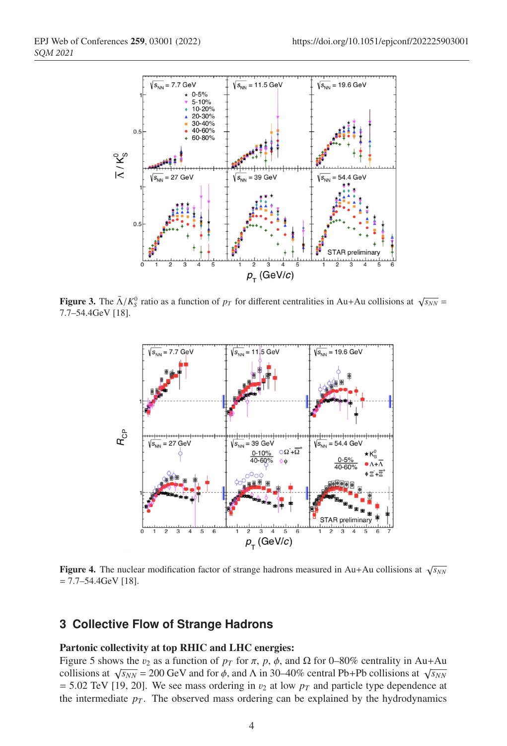**Figure 3.** The $\bar{\Lambda}/K_S^0$ ratio as a function of $p_T$ for different centralities in Au+Au collisions at $\sqrt{s_{NN}}$ = 7.7–54.4GeV [18].

**Figure 4.** The nuclear modification factor of strange hadrons measured in Au+Au collisions at $\sqrt{s_{NN}}$ = 7.7–54.4GeV [18].

## 3 Collective Flow of Strange Hadrons

**Partonic collectivity at top RHIC and LHC energies:**

Figure 5 shows the $v_2$ as a function of $p_T$ for $\pi$, $p$, $\phi$, and $\Omega$ for 0–80% centrality in Au+Au collisions at $\sqrt{s_{NN}}$ = 200 GeV and for $\phi$, and $\Lambda$ in 30–40% central Pb+Pb collisions at $\sqrt{s_{NN}}$ = 5.02 TeV [19, 20]. We see mass ordering in $v_2$ at low $p_T$ and particle type dependence at the intermediate $p_T$. The observed mass ordering can be explained by the hydrodynamics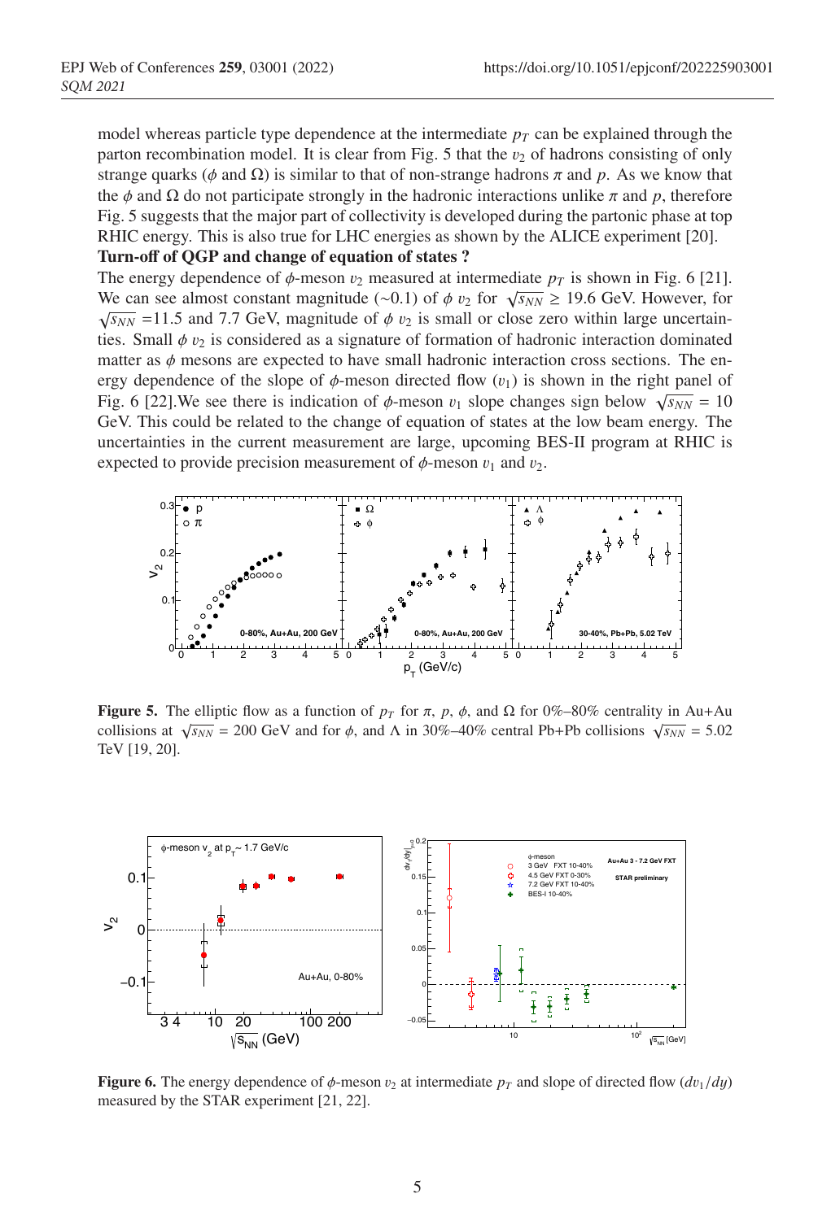model whereas particle type dependence at the intermediate $p_T$ can be explained through the parton recombination model. It is clear from Fig. 5 that the $v_2$ of hadrons consisting of only strange quarks ($\phi$ and $\Omega$) is similar to that of non-strange hadrons $\pi$ and $p$. As we know that the $\phi$ and $\Omega$ do not participate strongly in the hadronic interactions unlike $\pi$ and $p$, therefore Fig. 5 suggests that the major part of collectivity is developed during the partonic phase at top RHIC energy. This is also true for LHC energies as shown by the ALICE experiment [20].

**Turn-off of QGP and change of equation of states ?**

The energy dependence of $\phi$-meson $v_2$ measured at intermediate $p_T$ is shown in Fig. 6 [21]. We can see almost constant magnitude (~0.1) of $\phi$ $v_2$ for $\sqrt{s_{NN}} \geq 19.6$ GeV. However, for $\sqrt{s_{NN}}$ =11.5 and 7.7 GeV, magnitude of $\phi$ $v_2$ is small or close zero within large uncertainties. Small $\phi$ $v_2$ is considered as a signature of formation of hadronic interaction dominated matter as $\phi$ mesons are expected to have small hadronic interaction cross sections. The energy dependence of the slope of $\phi$-meson directed flow ($v_1$) is shown in the right panel of Fig. 6 [22].We see there is indication of $\phi$-meson $v_1$ slope changes sign below $\sqrt{s_{NN}}$ = 10 GeV. This could be related to the change of equation of states at the low beam energy. The uncertainties in the current measurement are large, upcoming BES-II program at RHIC is expected to provide precision measurement of $\phi$-meson $v_1$ and $v_2$.

**Figure 5.** The elliptic flow as a function of $p_T$ for $\pi$, $p$, $\phi$, and $\Omega$ for 0%–80% centrality in Au+Au collisions at $\sqrt{s_{NN}}$ = 200 GeV and for $\phi$, and $\Lambda$ in 30%–40% central Pb+Pb collisions $\sqrt{s_{NN}}$ = 5.02 TeV [19, 20].

**Figure 6.** The energy dependence of $\phi$-meson $v_2$ at intermediate $p_T$ and slope of directed flow ($dv_1/dy$) measured by the STAR experiment [21, 22].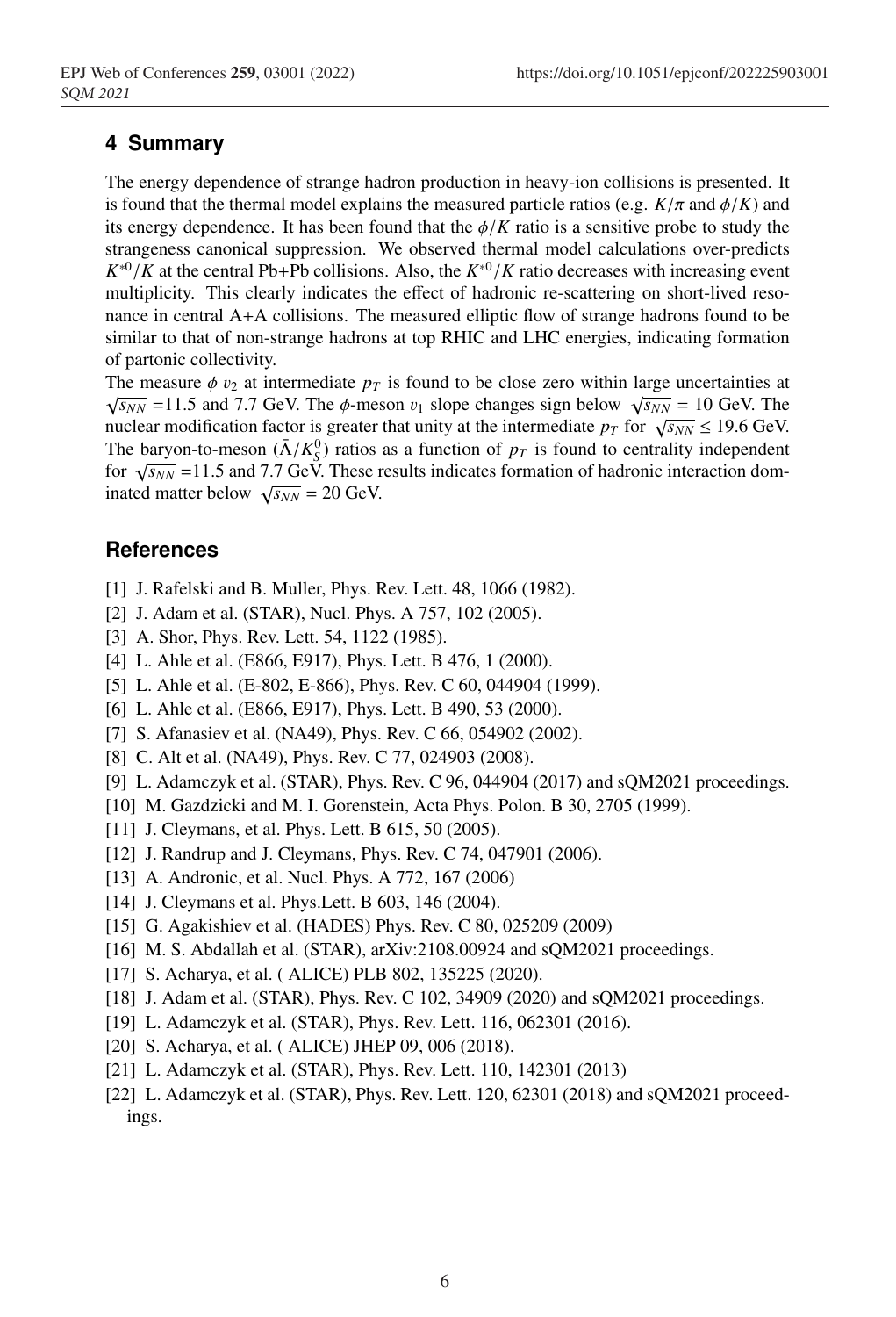## 4 Summary

The energy dependence of strange hadron production in heavy-ion collisions is presented. It is found that the thermal model explains the measured particle ratios (e.g. $K/\pi$ and $\phi/K$) and its energy dependence. It has been found that the $\phi/K$ ratio is a sensitive probe to study the strangeness canonical suppression. We observed thermal model calculations over-predicts $K^{*0}/K$ at the central Pb+Pb collisions. Also, the $K^{*0}/K$ ratio decreases with increasing event multiplicity. This clearly indicates the effect of hadronic re-scattering on short-lived resonance in central A+A collisions. The measured elliptic flow of strange hadrons found to be similar to that of non-strange hadrons at top RHIC and LHC energies, indicating formation of partonic collectivity.

The measure $\phi$ $v_2$ at intermediate $p_T$ is found to be close zero within large uncertainties at $\sqrt{s_{NN}}$ =11.5 and 7.7 GeV. The $\phi$-meson $v_1$ slope changes sign below $\sqrt{s_{NN}}$ = 10 GeV. The nuclear modification factor is greater that unity at the intermediate $p_T$ for $\sqrt{s_{NN}} \leq 19.6$ GeV. The baryon-to-meson ($\bar{\Lambda}/K_S^0$) ratios as a function of $p_T$ is found to centrality independent for $\sqrt{s_{NN}}$ =11.5 and 7.7 GeV. These results indicates formation of hadronic interaction dominated matter below $\sqrt{s_{NN}}$ = 20 GeV.

## References

[1] J. Rafelski and B. Muller, Phys. Rev. Lett. 48, 1066 (1982).

[2] J. Adam et al. (STAR), Nucl. Phys. A 757, 102 (2005).

[3] A. Shor, Phys. Rev. Lett. 54, 1122 (1985).

[4] L. Ahle et al. (E866, E917), Phys. Lett. B 476, 1 (2000).

[5] L. Ahle et al. (E-802, E-866), Phys. Rev. C 60, 044904 (1999).

[6] L. Ahle et al. (E866, E917), Phys. Lett. B 490, 53 (2000).

[7] S. Afanasiev et al. (NA49), Phys. Rev. C 66, 054902 (2002).

[8] C. Alt et al. (NA49), Phys. Rev. C 77, 024903 (2008).

[9] L. Adamczyk et al. (STAR), Phys. Rev. C 96, 044904 (2017) and sQM2021 proceedings.

[10] M. Gazdzicki and M. I. Gorenstein, Acta Phys. Polon. B 30, 2705 (1999).

[11] J. Cleymans, et al. Phys. Lett. B 615, 50 (2005).

[12] J. Randrup and J. Cleymans, Phys. Rev. C 74, 047901 (2006).

[13] A. Andronic, et al. Nucl. Phys. A 772, 167 (2006)

[14] J. Cleymans et al. Phys.Lett. B 603, 146 (2004).

[15] G. Agakishiev et al. (HADES) Phys. Rev. C 80, 025209 (2009)

[16] M. S. Abdallah et al. (STAR), arXiv:2108.00924 and sQM2021 proceedings.

[17] S. Acharya, et al. ( ALICE) PLB 802, 135225 (2020).

[18] J. Adam et al. (STAR), Phys. Rev. C 102, 34909 (2020) and sQM2021 proceedings.

[19] L. Adamczyk et al. (STAR), Phys. Rev. Lett. 116, 062301 (2016).

[20] S. Acharya, et al. ( ALICE) JHEP 09, 006 (2018).

[21] L. Adamczyk et al. (STAR), Phys. Rev. Lett. 110, 142301 (2013)

[22] L. Adamczyk et al. (STAR), Phys. Rev. Lett. 120, 62301 (2018) and sQM2021 proceedings.